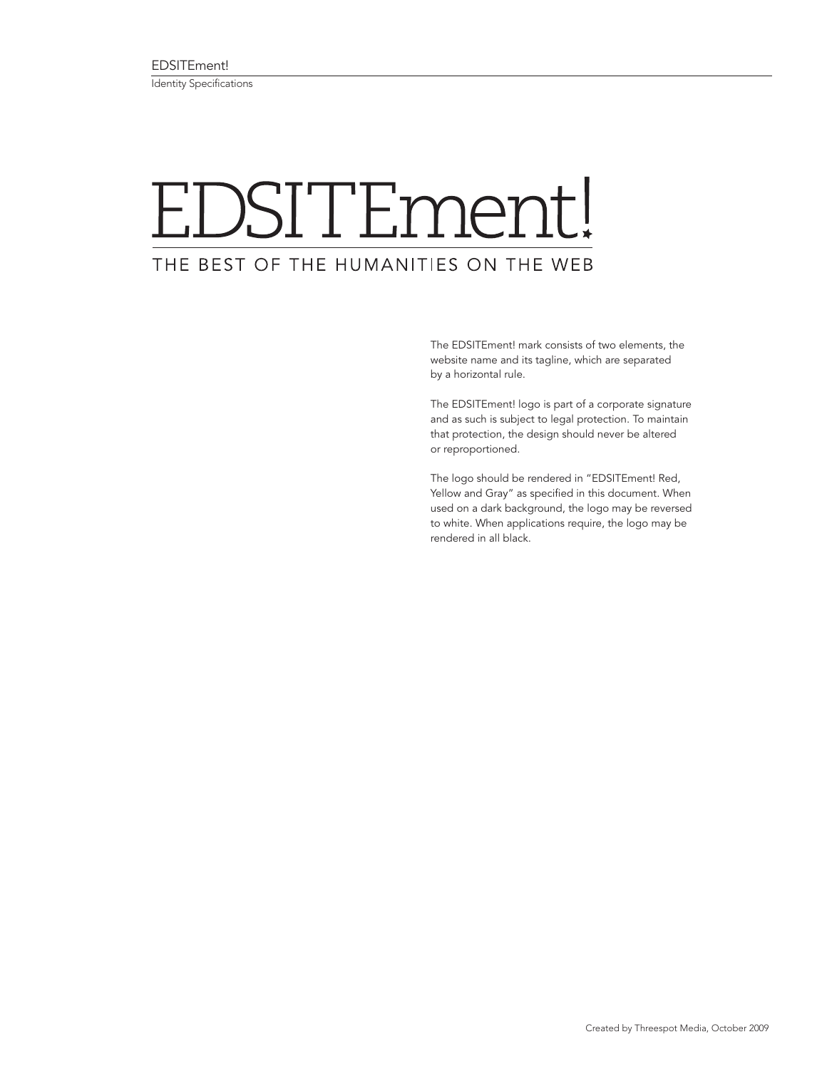EDSITEment!

Identity Specifications

# EDSITEment!

THE BEST OF THE HUMANITIES ON THE WEB

The EDSITEment! mark consists of two elements, the website name and its tagline, which are separated by a horizontal rule.

The EDSITEment! logo is part of a corporate signature and as such is subject to legal protection. To maintain that protection, the design should never be altered or reproportioned.

The logo should be rendered in "EDSITEment! Red, Yellow and Gray" as specified in this document. When used on a dark background, the logo may be reversed to white. When applications require, the logo may be rendered in all black.

Created by Threespot Media, October 2009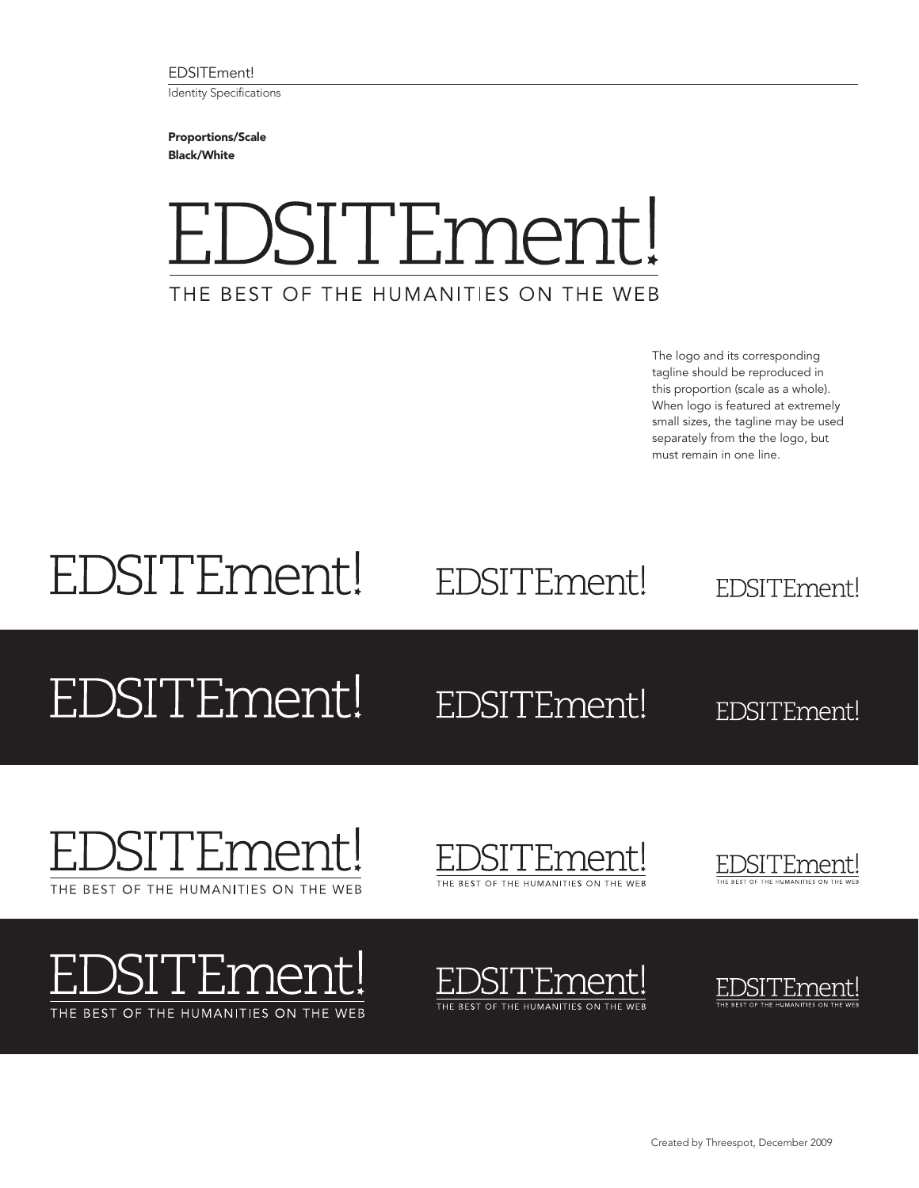EDSITEment!

Identity Specifications

**Proportions/Scale**
**Black/White**

EDSITEment!

THE BEST OF THE HUMANITIES ON THE WEB

The logo and its corresponding tagline should be reproduced in this proportion (scale as a whole). When logo is featured at extremely small sizes, the tagline may be used separately from the the logo, but must remain in one line.

EDSITEment! EDSITEment! EDSITEment!

EDSITEment! EDSITEment! EDSITEment!

EDSITEment!
THE BEST OF THE HUMANITIES ON THE WEB

EDSITEment!
THE BEST OF THE HUMANITIES ON THE WEB

EDSITEment!
THE BEST OF THE HUMANITIES ON THE WEB

EDSITEment!
THE BEST OF THE HUMANITIES ON THE WEB

EDSITEment!
THE BEST OF THE HUMANITIES ON THE WEB

EDSITEment!
THE BEST OF THE HUMANITIES ON THE WEB

Created by Threespot, December 2009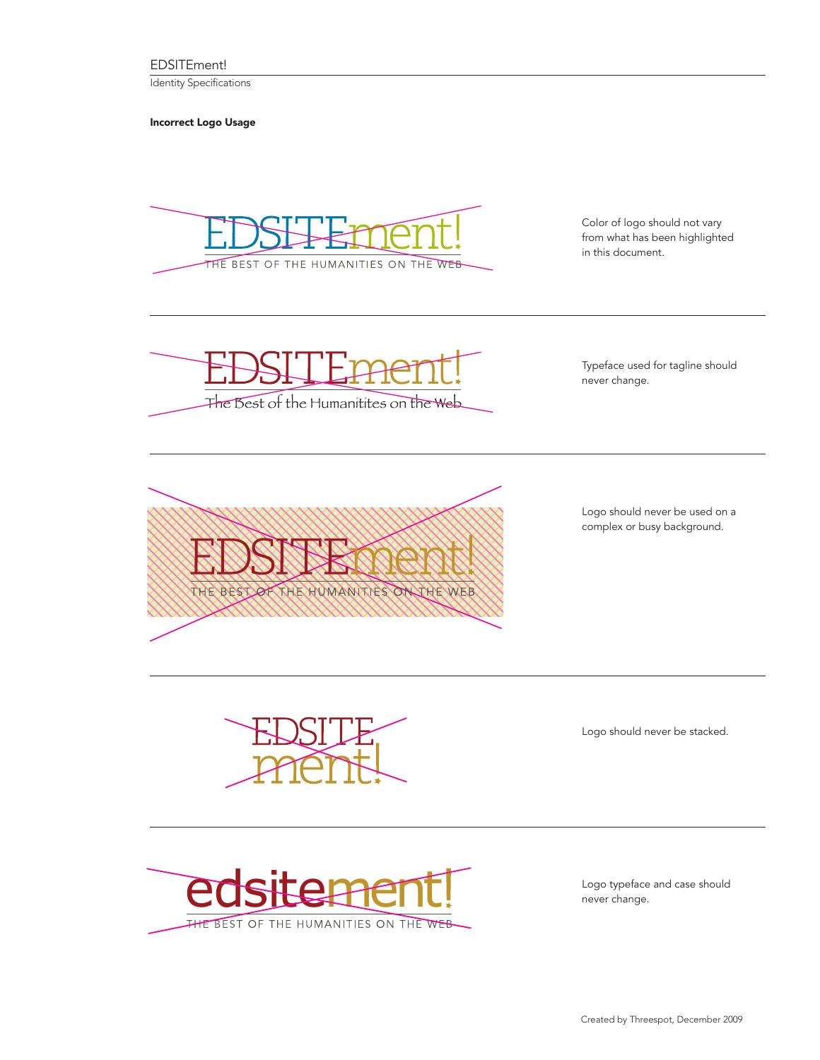EDSITEment!

Identity Specifications

**Incorrect Logo Usage**

EDSITEment!
THE BEST OF THE HUMANITIES ON THE WEB

Color of logo should not vary from what has been highlighted in this document.

---

EDSITEment!
The Best of the Humanitites on the Web

Typeface used for tagline should never change.

---

EDSITEment!
THE BEST OF THE HUMANITIES ON THE WEB

Logo should never be used on a complex or busy background.

---

EDSITE
ment!

Logo should never be stacked.

---

edsitement!
THE BEST OF THE HUMANITIES ON THE WEB

Logo typeface and case should never change.

Created by Threespot, December 2009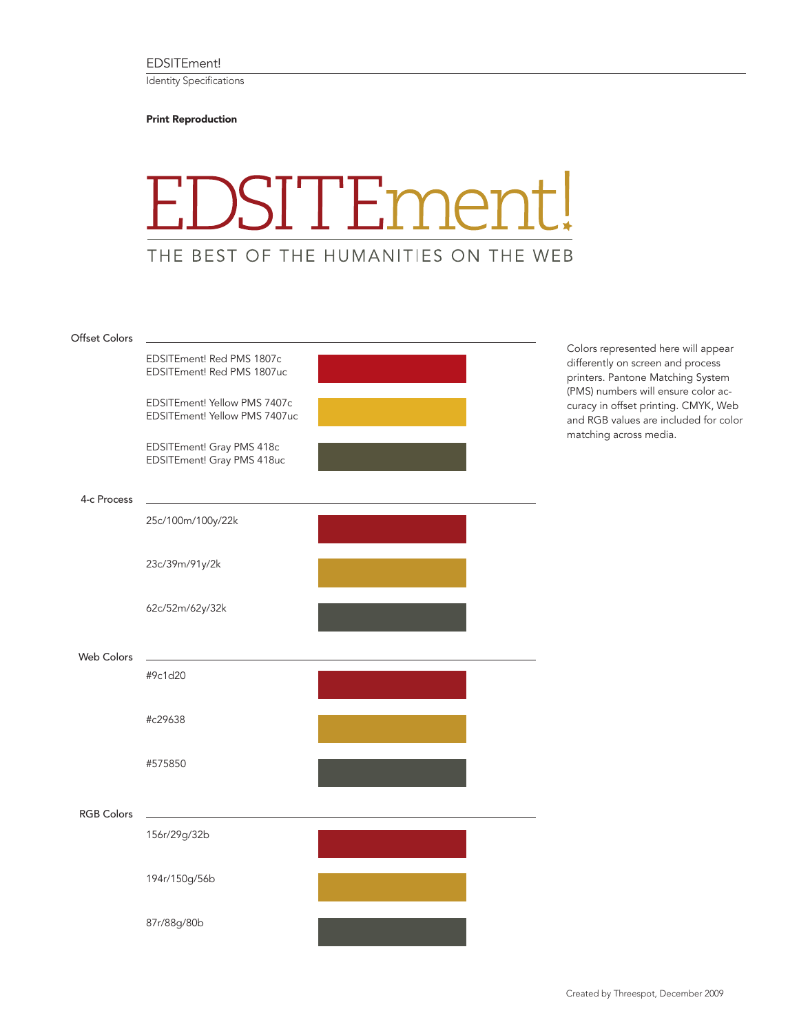EDSITEment!

Identity Specifications

**Print Reproduction**

EDSITEment!

THE BEST OF THE HUMANITIES ON THE WEB

## Offset Colors

EDSITEment! Red PMS 1807c
EDSITEment! Red PMS 1807uc

EDSITEment! Yellow PMS 7407c
EDSITEment! Yellow PMS 7407uc

EDSITEment! Gray PMS 418c
EDSITEment! Gray PMS 418uc

Colors represented here will appear differently on screen and process printers. Pantone Matching System (PMS) numbers will ensure color accuracy in offset printing. CMYK, Web and RGB values are included for color matching across media.

## 4-c Process

25c/100m/100y/22k

23c/39m/91y/2k

62c/52m/62y/32k

## Web Colors

#9c1d20

#c29638

#575850

## RGB Colors

156r/29g/32b

194r/150g/56b

87r/88g/80b

Created by Threespot, December 2009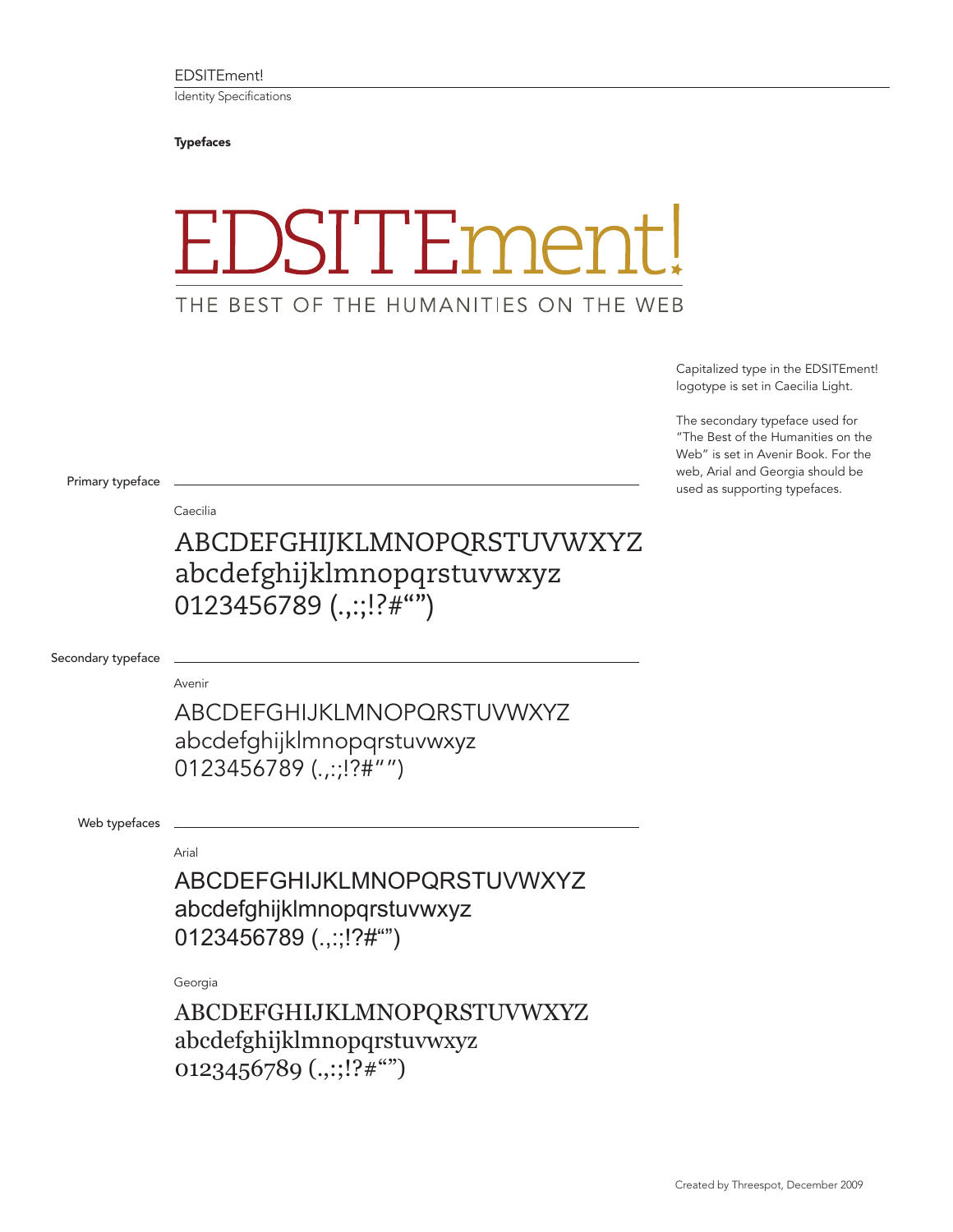## Typefaces

EDSITEment!

THE BEST OF THE HUMANITIES ON THE WEB

Capitalized type in the EDSITEment! logotype is set in Caecilia Light.

The secondary typeface used for "The Best of the Humanities on the Web" is set in Avenir Book. For the web, Arial and Georgia should be used as supporting typefaces.

### Primary typeface

Caecilia

ABCDEFGHIJKLMNOPQRSTUVWXYZ
abcdefghijklmnopqrstuvwxyz
0123456789 (.,:;!?#"")

### Secondary typeface

Avenir

ABCDEFGHIJKLMNOPQRSTUVWXYZ
abcdefghijklmnopqrstuvwxyz
0123456789 (.,:;!?#"")

### Web typefaces

Arial

ABCDEFGHIJKLMNOPQRSTUVWXYZ
abcdefghijklmnopqrstuvwxyz
0123456789 (.,:;!?#"")

Georgia

ABCDEFGHIJKLMNOPQRSTUVWXYZ
abcdefghijklmnopqrstuvwxyz
0123456789 (.,:;!?#"")

Created by Threespot, December 2009